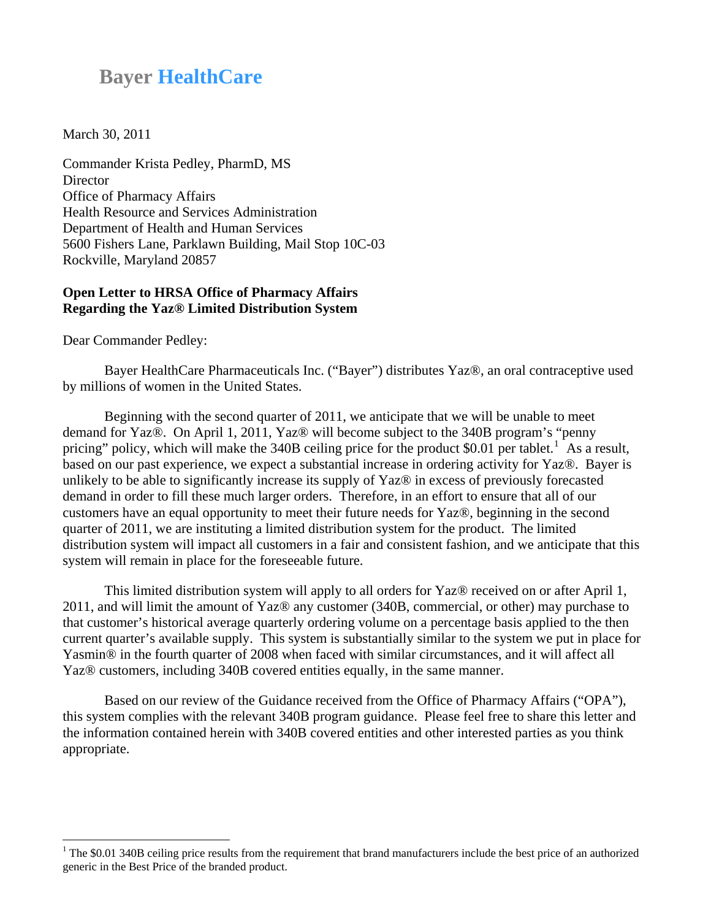# Bayer HealthCare

March 30, 2011

Commander Krista Pedley, PharmD, MS
Director
Office of Pharmacy Affairs
Health Resource and Services Administration
Department of Health and Human Services
5600 Fishers Lane, Parklawn Building, Mail Stop 10C-03
Rockville, Maryland 20857

**Open Letter to HRSA Office of Pharmacy Affairs**
**Regarding the Yaz® Limited Distribution System**

Dear Commander Pedley:

Bayer HealthCare Pharmaceuticals Inc. ("Bayer") distributes Yaz®, an oral contraceptive used by millions of women in the United States.

Beginning with the second quarter of 2011, we anticipate that we will be unable to meet demand for Yaz®. On April 1, 2011, Yaz® will become subject to the 340B program's "penny pricing" policy, which will make the 340B ceiling price for the product \$0.01 per tablet.[1] As a result, based on our past experience, we expect a substantial increase in ordering activity for Yaz®. Bayer is unlikely to be able to significantly increase its supply of Yaz® in excess of previously forecasted demand in order to fill these much larger orders. Therefore, in an effort to ensure that all of our customers have an equal opportunity to meet their future needs for Yaz®, beginning in the second quarter of 2011, we are instituting a limited distribution system for the product. The limited distribution system will impact all customers in a fair and consistent fashion, and we anticipate that this system will remain in place for the foreseeable future.

This limited distribution system will apply to all orders for Yaz® received on or after April 1, 2011, and will limit the amount of Yaz® any customer (340B, commercial, or other) may purchase to that customer's historical average quarterly ordering volume on a percentage basis applied to the then current quarter's available supply. This system is substantially similar to the system we put in place for Yasmin® in the fourth quarter of 2008 when faced with similar circumstances, and it will affect all Yaz® customers, including 340B covered entities equally, in the same manner.

Based on our review of the Guidance received from the Office of Pharmacy Affairs ("OPA"), this system complies with the relevant 340B program guidance. Please feel free to share this letter and the information contained herein with 340B covered entities and other interested parties as you think appropriate.

---

[1] The \$0.01 340B ceiling price results from the requirement that brand manufacturers include the best price of an authorized generic in the Best Price of the branded product.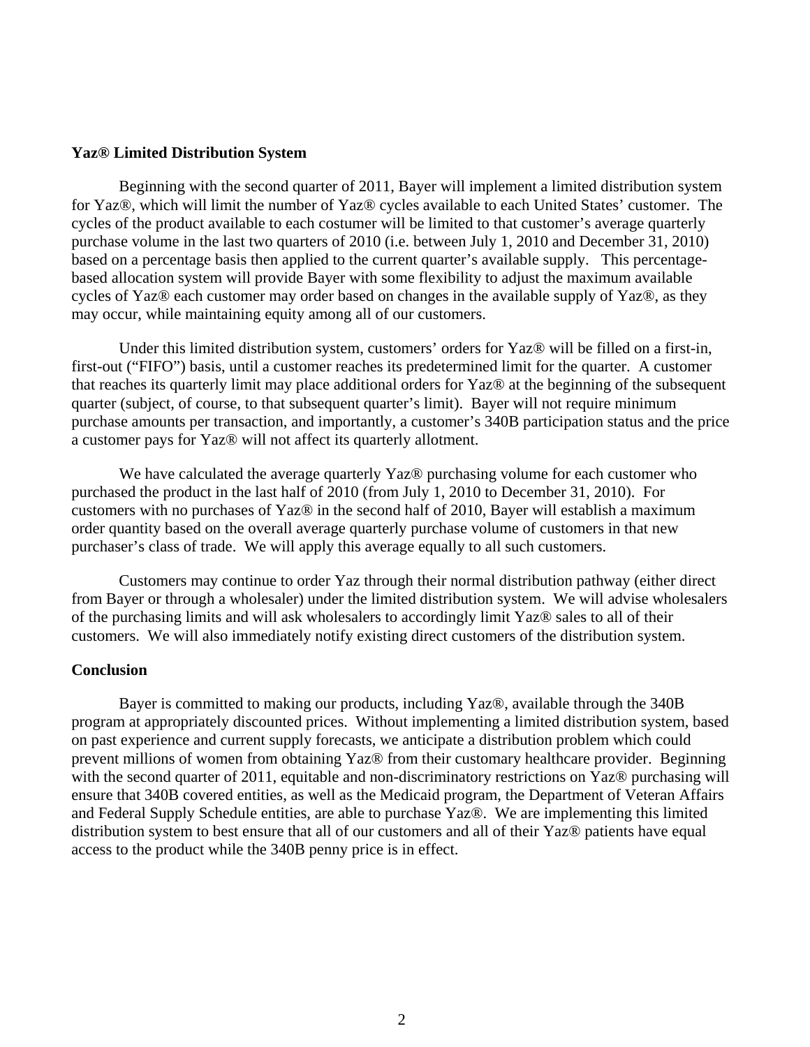**Yaz® Limited Distribution System**

Beginning with the second quarter of 2011, Bayer will implement a limited distribution system for Yaz®, which will limit the number of Yaz® cycles available to each United States' customer. The cycles of the product available to each costumer will be limited to that customer's average quarterly purchase volume in the last two quarters of 2010 (i.e. between July 1, 2010 and December 31, 2010) based on a percentage basis then applied to the current quarter's available supply. This percentage-based allocation system will provide Bayer with some flexibility to adjust the maximum available cycles of Yaz® each customer may order based on changes in the available supply of Yaz®, as they may occur, while maintaining equity among all of our customers.

Under this limited distribution system, customers' orders for Yaz® will be filled on a first-in, first-out ("FIFO") basis, until a customer reaches its predetermined limit for the quarter. A customer that reaches its quarterly limit may place additional orders for Yaz® at the beginning of the subsequent quarter (subject, of course, to that subsequent quarter's limit). Bayer will not require minimum purchase amounts per transaction, and importantly, a customer's 340B participation status and the price a customer pays for Yaz® will not affect its quarterly allotment.

We have calculated the average quarterly Yaz® purchasing volume for each customer who purchased the product in the last half of 2010 (from July 1, 2010 to December 31, 2010). For customers with no purchases of Yaz® in the second half of 2010, Bayer will establish a maximum order quantity based on the overall average quarterly purchase volume of customers in that new purchaser's class of trade. We will apply this average equally to all such customers.

Customers may continue to order Yaz through their normal distribution pathway (either direct from Bayer or through a wholesaler) under the limited distribution system. We will advise wholesalers of the purchasing limits and will ask wholesalers to accordingly limit Yaz® sales to all of their customers. We will also immediately notify existing direct customers of the distribution system.

**Conclusion**

Bayer is committed to making our products, including Yaz®, available through the 340B program at appropriately discounted prices. Without implementing a limited distribution system, based on past experience and current supply forecasts, we anticipate a distribution problem which could prevent millions of women from obtaining Yaz® from their customary healthcare provider. Beginning with the second quarter of 2011, equitable and non-discriminatory restrictions on Yaz® purchasing will ensure that 340B covered entities, as well as the Medicaid program, the Department of Veteran Affairs and Federal Supply Schedule entities, are able to purchase Yaz®. We are implementing this limited distribution system to best ensure that all of our customers and all of their Yaz® patients have equal access to the product while the 340B penny price is in effect.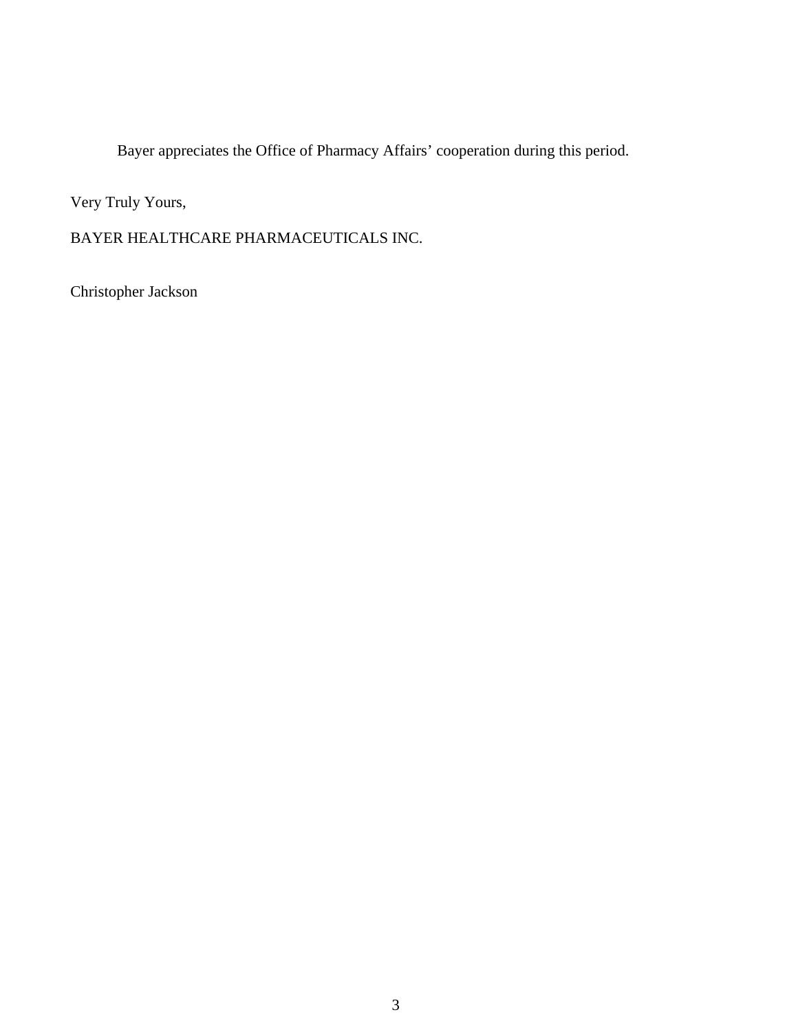Bayer appreciates the Office of Pharmacy Affairs' cooperation during this period.

Very Truly Yours,

BAYER HEALTHCARE PHARMACEUTICALS INC.

Christopher Jackson